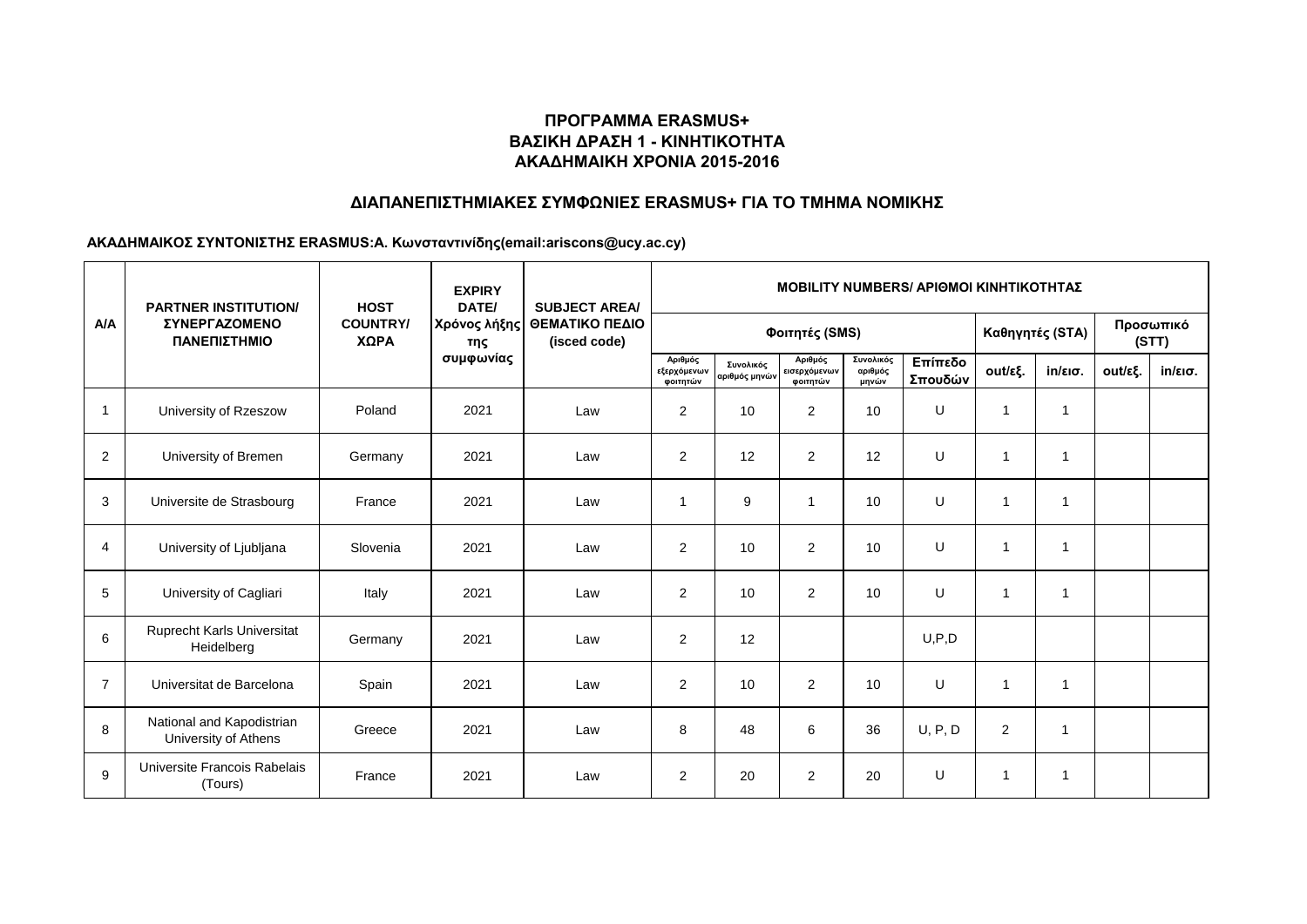## ΠΡΟΓΡΑΜΜΑ ERASMUS+
## ΒΑΣΙΚΗ ΔΡΑΣΗ 1 - ΚΙΝΗΤΙΚΟΤΗΤΑ
## ΑΚΑΔΗΜΑΙΚΗ ΧΡΟΝΙΑ 2015-2016

### ΔΙΑΠΑΝΕΠΙΣΤΗΜΙΑΚΕΣ ΣΥΜΦΩΝΙΕΣ ERASMUS+ ΓΙΑ ΤΟ ΤΜΗΜΑ ΝΟΜΙΚΗΣ

**ΑΚΑΔΗΜΑΙΚΟΣ ΣΥΝΤΟΝΙΣΤΗΣ ERASMUS:Α. Κωνσταντινίδης(email:ariscons@ucy.ac.cy)**

| Α/Α | PARTNER INSTITUTION/ ΣΥΝΕΡΓΑΖΟΜΕΝΟ ΠΑΝΕΠΙΣΤΗΜΙΟ | HOST COUNTRY/ ΧΩΡΑ | EXPIRY DATE/ Χρόνος λήξης της συμφωνίας | SUBJECT AREA/ ΘΕΜΑΤΙΚΟ ΠΕΔΙΟ (isced code) | MOBILITY NUMBERS/ ΑΡΙΘΜΟΙ ΚΙΝΗΤΙΚΟΤΗΤΑΣ | | | | | | | | |
|---|---|---|---|---|---|---|---|---|---|---|---|---|---|
| | | | | | Φοιτητές (SMS) | | | | | Καθηγητές (STA) | | Προσωπικό (STT) | |
| | | | | | Αριθμός εξερχόμενων φοιτητών | Συνολικός αριθμός μηνών | Αριθμός εισερχόμενων φοιτητών | Συνολικός αριθμός μηνών | Επίπεδο Σπουδών | out/εξ. | in/εισ. | out/εξ. | in/εισ. |
| 1 | University of Rzeszow | Poland | 2021 | Law | 2 | 10 | 2 | 10 | U | 1 | 1 | | |
| 2 | University of Bremen | Germany | 2021 | Law | 2 | 12 | 2 | 12 | U | 1 | 1 | | |
| 3 | Universite de Strasbourg | France | 2021 | Law | 1 | 9 | 1 | 10 | U | 1 | 1 | | |
| 4 | University of Ljubljana | Slovenia | 2021 | Law | 2 | 10 | 2 | 10 | U | 1 | 1 | | |
| 5 | University of Cagliari | Italy | 2021 | Law | 2 | 10 | 2 | 10 | U | 1 | 1 | | |
| 6 | Ruprecht Karls Universitat Heidelberg | Germany | 2021 | Law | 2 | 12 | | | U,P,D | | | | |
| 7 | Universitat de Barcelona | Spain | 2021 | Law | 2 | 10 | 2 | 10 | U | 1 | 1 | | |
| 8 | National and Kapodistrian University of Athens | Greece | 2021 | Law | 8 | 48 | 6 | 36 | U, P, D | 2 | 1 | | |
| 9 | Universite Francois Rabelais (Tours) | France | 2021 | Law | 2 | 20 | 2 | 20 | U | 1 | 1 | | |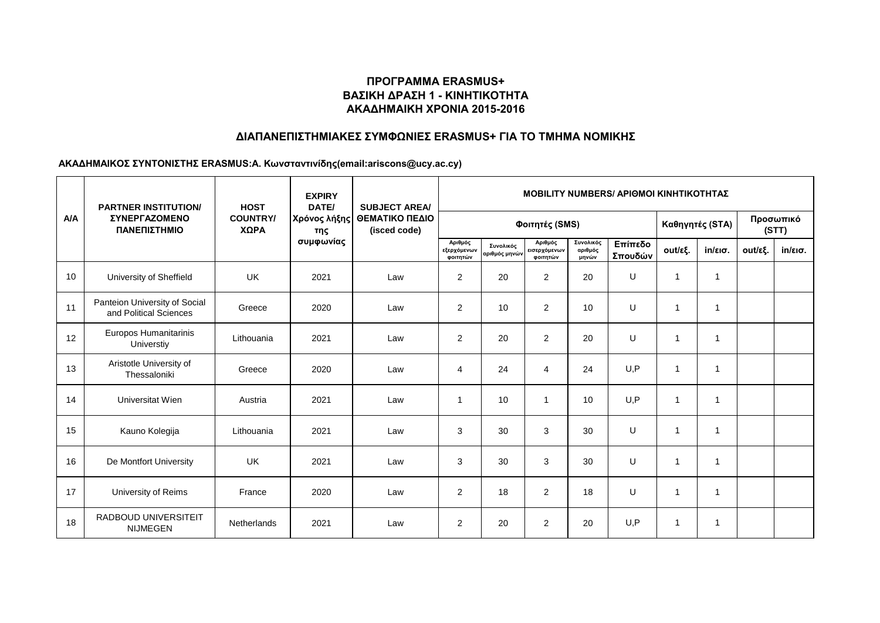## ΠΡΟΓΡΑΜΜΑ ERASMUS+
## ΒΑΣΙΚΗ ΔΡΑΣΗ 1 - ΚΙΝΗΤΙΚΟΤΗΤΑ
## ΑΚΑΔΗΜΑΙΚΗ ΧΡΟΝΙΑ 2015-2016

### ΔΙΑΠΑΝΕΠΙΣΤΗΜΙΑΚΕΣ ΣΥΜΦΩΝΙΕΣ ERASMUS+ ΓΙΑ ΤΟ ΤΜΗΜΑ ΝΟΜΙΚΗΣ

**ΑΚΑΔΗΜΑΙΚΟΣ ΣΥΝΤΟΝΙΣΤΗΣ ERASMUS:Α. Κωνσταντινίδης(email:ariscons@ucy.ac.cy)**

| Α/Α | PARTNER INSTITUTION/ ΣΥΝΕΡΓΑΖΟΜΕΝΟ ΠΑΝΕΠΙΣΤΗΜΙΟ | HOST COUNTRY/ ΧΩΡΑ | EXPIRY DATE/ Χρόνος λήξης της συμφωνίας | SUBJECT AREA/ ΘΕΜΑΤΙΚΟ ΠΕΔΙΟ (isced code) | MOBILITY NUMBERS/ ΑΡΙΘΜΟΙ ΚΙΝΗΤΙΚΟΤΗΤΑΣ | | | | | | | | |
|---|---|---|---|---|---|---|---|---|---|---|---|---|---|
| | | | | | Φοιτητές (SMS) | | | | | Καθηγητές (STA) | | Προσωπικό (STT) | |
| | | | | | Αριθμός εξερχόμενων φοιτητών | Συνολικός αριθμός μηνών | Αριθμός εισερχόμενων φοιτητών | Συνολικός αριθμός μηνών | Επίπεδο Σπουδών | out/εξ. | in/εισ. | out/εξ. | in/εισ. |
| 10 | University of Sheffield | UK | 2021 | Law | 2 | 20 | 2 | 20 | U | 1 | 1 | | |
| 11 | Panteion University of Social and Political Sciences | Greece | 2020 | Law | 2 | 10 | 2 | 10 | U | 1 | 1 | | |
| 12 | Europos Humanitarinis Universtiy | Lithouania | 2021 | Law | 2 | 20 | 2 | 20 | U | 1 | 1 | | |
| 13 | Aristotle University of Thessaloniki | Greece | 2020 | Law | 4 | 24 | 4 | 24 | U,P | 1 | 1 | | |
| 14 | Universitat Wien | Austria | 2021 | Law | 1 | 10 | 1 | 10 | U,P | 1 | 1 | | |
| 15 | Kauno Kolegija | Lithouania | 2021 | Law | 3 | 30 | 3 | 30 | U | 1 | 1 | | |
| 16 | De Montfort University | UK | 2021 | Law | 3 | 30 | 3 | 30 | U | 1 | 1 | | |
| 17 | University of Reims | France | 2020 | Law | 2 | 18 | 2 | 18 | U | 1 | 1 | | |
| 18 | RADBOUD UNIVERSITEIT NIJMEGEN | Netherlands | 2021 | Law | 2 | 20 | 2 | 20 | U,P | 1 | 1 | | |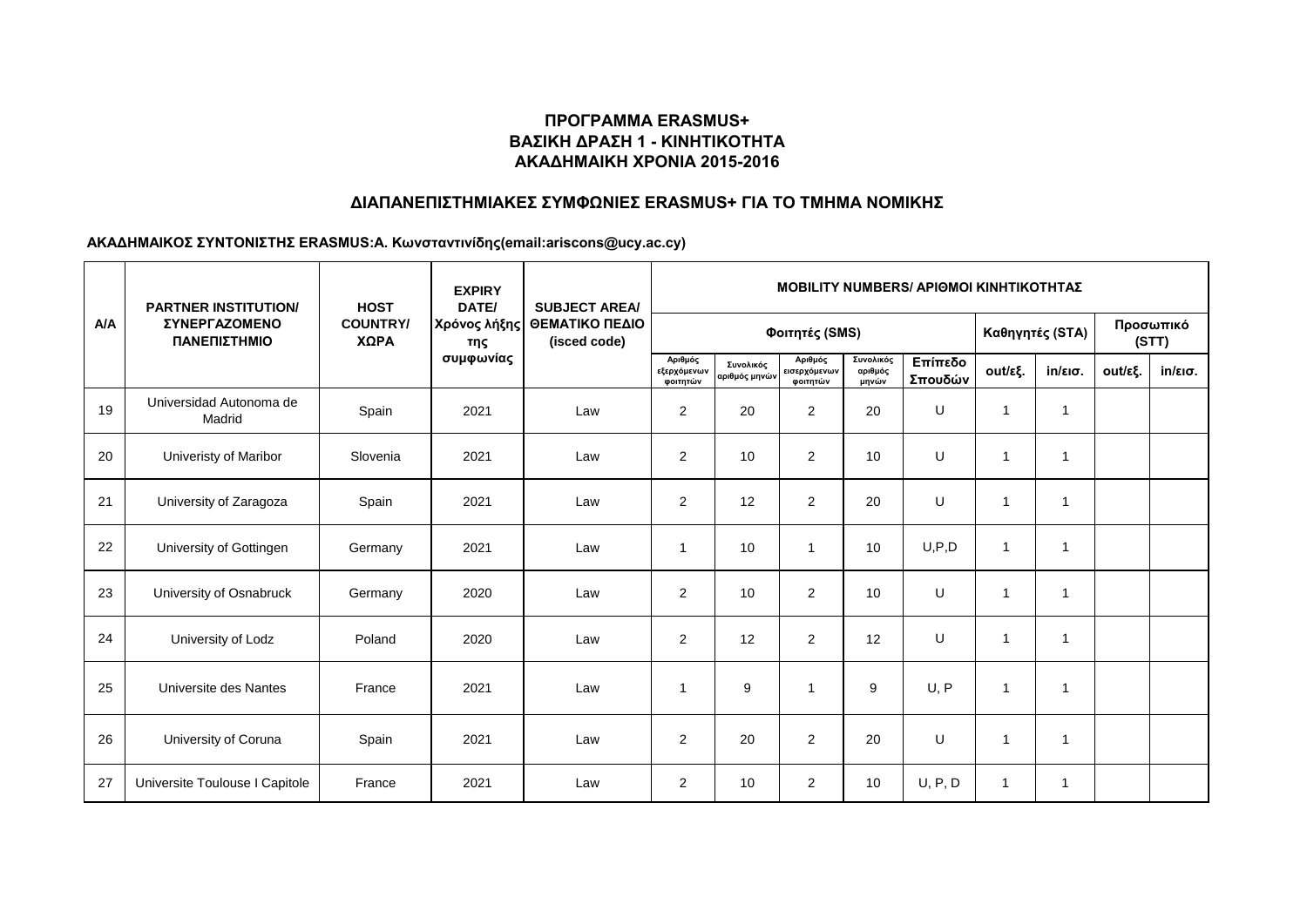### ΠΡΟΓΡΑΜΜΑ ERASMUS+
### ΒΑΣΙΚΗ ΔΡΑΣΗ 1 - ΚΙΝΗΤΙΚΟΤΗΤΑ
### ΑΚΑΔΗΜΑΙΚΗ ΧΡΟΝΙΑ 2015-2016

### ΔΙΑΠΑΝΕΠΙΣΤΗΜΙΑΚΕΣ ΣΥΜΦΩΝΙΕΣ ERASMUS+ ΓΙΑ ΤΟ ΤΜΗΜΑ ΝΟΜΙΚΗΣ

**ΑΚΑΔΗΜΑΙΚΟΣ ΣΥΝΤΟΝΙΣΤΗΣ ERASMUS:Α. Κωνσταντινίδης(email:ariscons@ucy.ac.cy)**

| Α/Α | PARTNER INSTITUTION/ ΣΥΝΕΡΓΑΖΟΜΕΝΟ ΠΑΝΕΠΙΣΤΗΜΙΟ | HOST COUNTRY/ ΧΩΡΑ | EXPIRY DATE/ Χρόνος λήξης της συμφωνίας | SUBJECT AREA/ ΘΕΜΑΤΙΚΟ ΠΕΔΙΟ (isced code) | MOBILITY NUMBERS/ ΑΡΙΘΜΟΙ ΚΙΝΗΤΙΚΟΤΗΤΑΣ | | | | | | | | |
|---|---|---|---|---|---|---|---|---|---|---|---|---|---|
| | | | | | Φοιτητές (SMS) | | | | | Καθηγητές (STA) | | Προσωπικό (STT) | |
| | | | | | Αριθμός εξερχόμενων φοιτητών | Συνολικός αριθμός μηνών | Αριθμός εισερχόμενων φοιτητών | Συνολικός αριθμός μηνών | Επίπεδο Σπουδών | out/εξ. | in/εισ. | out/εξ. | in/εισ. |
| 19 | Universidad Autonoma de Madrid | Spain | 2021 | Law | 2 | 20 | 2 | 20 | U | 1 | 1 | | |
| 20 | Univeristy of Maribor | Slovenia | 2021 | Law | 2 | 10 | 2 | 10 | U | 1 | 1 | | |
| 21 | University of Zaragoza | Spain | 2021 | Law | 2 | 12 | 2 | 20 | U | 1 | 1 | | |
| 22 | University of Gottingen | Germany | 2021 | Law | 1 | 10 | 1 | 10 | U,P,D | 1 | 1 | | |
| 23 | University of Osnabruck | Germany | 2020 | Law | 2 | 10 | 2 | 10 | U | 1 | 1 | | |
| 24 | University of Lodz | Poland | 2020 | Law | 2 | 12 | 2 | 12 | U | 1 | 1 | | |
| 25 | Universite des Nantes | France | 2021 | Law | 1 | 9 | 1 | 9 | U, P | 1 | 1 | | |
| 26 | University of Coruna | Spain | 2021 | Law | 2 | 20 | 2 | 20 | U | 1 | 1 | | |
| 27 | Universite Toulouse I Capitole | France | 2021 | Law | 2 | 10 | 2 | 10 | U, P, D | 1 | 1 | | |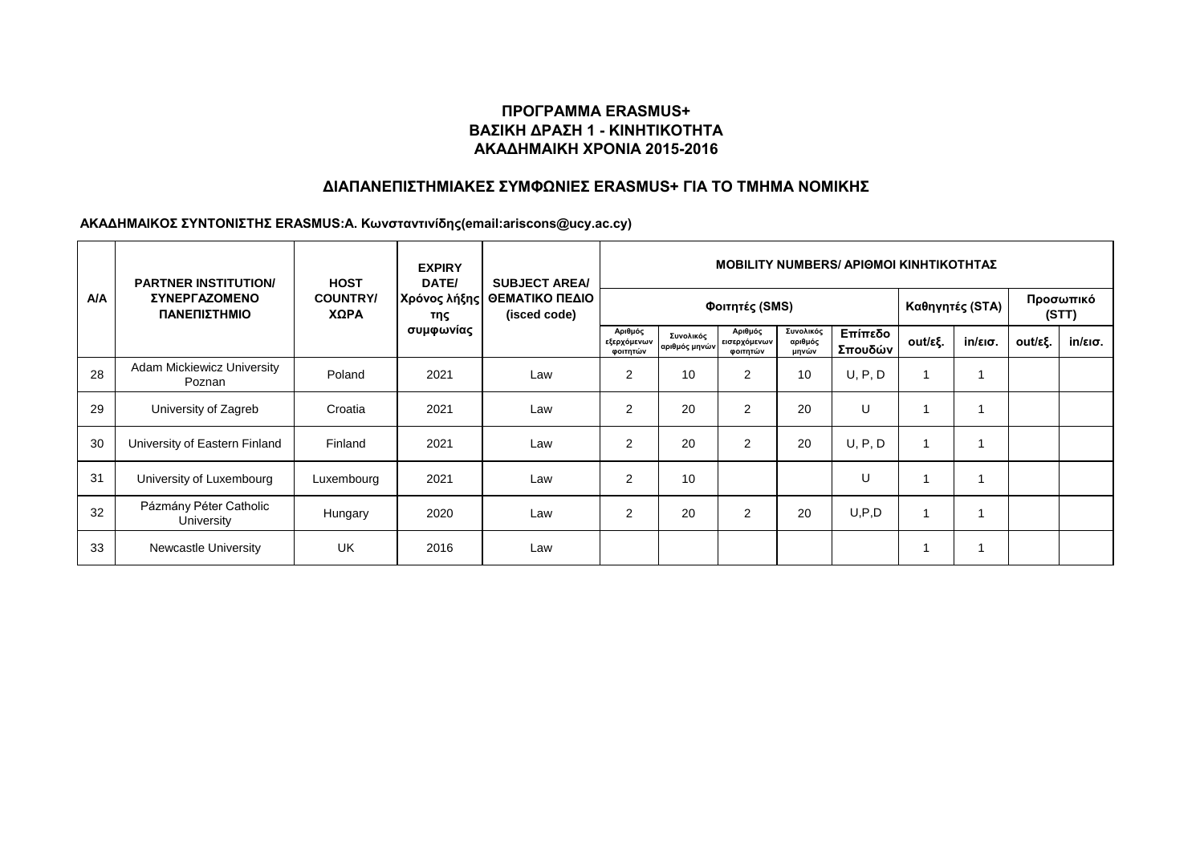**ΠΡΟΓΡΑΜΜΑ ERASMUS+**
**ΒΑΣΙΚΗ ΔΡΑΣΗ 1 - ΚΙΝΗΤΙΚΟΤΗΤΑ**
**ΑΚΑΔΗΜΑΙΚΗ ΧΡΟΝΙΑ 2015-2016**

**ΔΙΑΠΑΝΕΠΙΣΤΗΜΙΑΚΕΣ ΣΥΜΦΩΝΙΕΣ ERASMUS+ ΓΙΑ ΤΟ ΤΜΗΜΑ ΝΟΜΙΚΗΣ**

**ΑΚΑΔΗΜΑΙΚΟΣ ΣΥΝΤΟΝΙΣΤΗΣ ERASMUS:Α. Κωνσταντινίδης(email:ariscons@ucy.ac.cy)**

| Α/Α | PARTNER INSTITUTION/ ΣΥΝΕΡΓΑΖΟΜΕΝΟ ΠΑΝΕΠΙΣΤΗΜΙΟ | HOST COUNTRY/ ΧΩΡΑ | EXPIRY DATE/ Χρόνος λήξης της συμφωνίας | SUBJECT AREA/ ΘΕΜΑΤΙΚΟ ΠΕΔΙΟ (isced code) | MOBILITY NUMBERS/ ΑΡΙΘΜΟΙ ΚΙΝΗΤΙΚΟΤΗΤΑΣ | | | | | | | | |
|---|---|---|---|---|---|---|---|---|---|---|---|---|---|
| | | | | | Φοιτητές (SMS) | | | | | Καθηγητές (STA) | | Προσωπικό (STT) | |
| | | | | | Αριθμός εξερχόμενων φοιτητών | Συνολικός αριθμός μηνών | Αριθμός εισερχόμενων φοιτητών | Συνολικός αριθμός μηνών | Επίπεδο Σπουδών | out/εξ. | in/εισ. | out/εξ. | in/εισ. |
| 28 | Adam Mickiewicz University Poznan | Poland | 2021 | Law | 2 | 10 | 2 | 10 | U, P, D | 1 | 1 | | |
| 29 | University of Zagreb | Croatia | 2021 | Law | 2 | 20 | 2 | 20 | U | 1 | 1 | | |
| 30 | University of Eastern Finland | Finland | 2021 | Law | 2 | 20 | 2 | 20 | U, P, D | 1 | 1 | | |
| 31 | University of Luxembourg | Luxembourg | 2021 | Law | 2 | 10 | | | U | 1 | 1 | | |
| 32 | Pázmány Péter Catholic University | Hungary | 2020 | Law | 2 | 20 | 2 | 20 | U,P,D | 1 | 1 | | |
| 33 | Newcastle University | UK | 2016 | Law | | | | | | 1 | 1 | | |